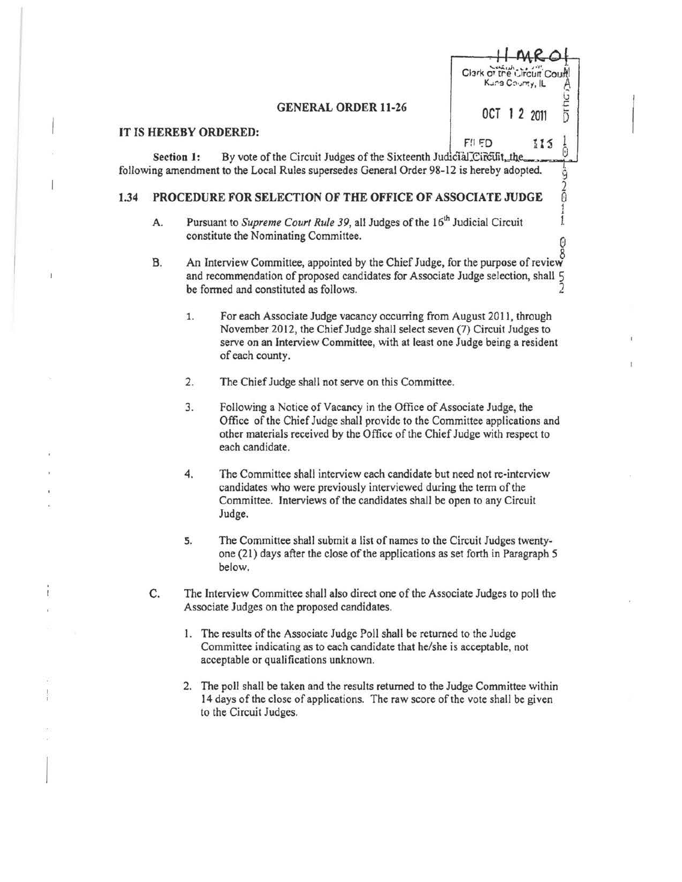Clerk of the Circuit Court
Kane County, IL

OCT 12 2011

FILED 115

## GENERAL ORDER 11-26

**IT IS HEREBY ORDERED:**

**Section 1:** By vote of the Circuit Judges of the Sixteenth Judicial Circuit, the following amendment to the Local Rules supersedes General Order 98-12 is hereby adopted.

### 1.34 PROCEDURE FOR SELECTION OF THE OFFICE OF ASSOCIATE JUDGE

A. Pursuant to *Supreme Court Rule 39*, all Judges of the 16th Judicial Circuit constitute the Nominating Committee.

B. An Interview Committee, appointed by the Chief Judge, for the purpose of review and recommendation of proposed candidates for Associate Judge selection, shall be formed and constituted as follows.

1. For each Associate Judge vacancy occurring from August 2011, through November 2012, the Chief Judge shall select seven (7) Circuit Judges to serve on an Interview Committee, with at least one Judge being a resident of each county.

2. The Chief Judge shall not serve on this Committee.

3. Following a Notice of Vacancy in the Office of Associate Judge, the Office of the Chief Judge shall provide to the Committee applications and other materials received by the Office of the Chief Judge with respect to each candidate.

4. The Committee shall interview each candidate but need not re-interview candidates who were previously interviewed during the term of the Committee. Interviews of the candidates shall be open to any Circuit Judge.

5. The Committee shall submit a list of names to the Circuit Judges twenty-one (21) days after the close of the applications as set forth in Paragraph 5 below.

C. The Interview Committee shall also direct one of the Associate Judges to poll the Associate Judges on the proposed candidates.

1. The results of the Associate Judge Poll shall be returned to the Judge Committee indicating as to each candidate that he/she is acceptable, not acceptable or qualifications unknown.

2. The poll shall be taken and the results returned to the Judge Committee within 14 days of the close of applications. The raw score of the vote shall be given to the Circuit Judges.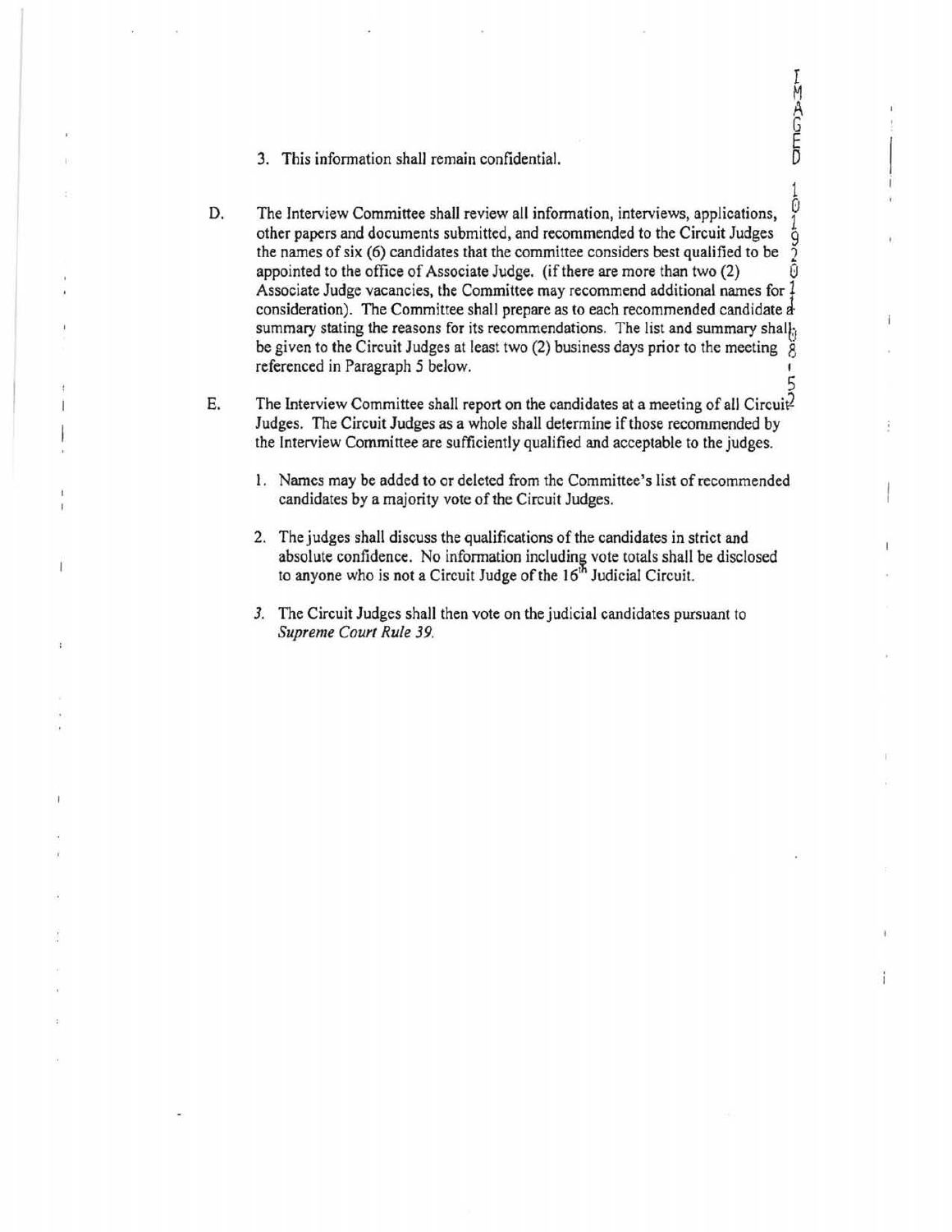3. This information shall remain confidential.

D. The Interview Committee shall review all information, interviews, applications, other papers and documents submitted, and recommended to the Circuit Judges the names of six (6) candidates that the committee considers best qualified to be appointed to the office of Associate Judge. (if there are more than two (2) Associate Judge vacancies, the Committee may recommend additional names for consideration). The Committee shall prepare as to each recommended candidate a summary stating the reasons for its recommendations. The list and summary shall be given to the Circuit Judges at least two (2) business days prior to the meeting referenced in Paragraph 5 below.

E. The Interview Committee shall report on the candidates at a meeting of all Circuit Judges. The Circuit Judges as a whole shall determine if those recommended by the Interview Committee are sufficiently qualified and acceptable to the judges.

   1. Names may be added to or deleted from the Committee's list of recommended candidates by a majority vote of the Circuit Judges.

   2. The judges shall discuss the qualifications of the candidates in strict and absolute confidence. No information including vote totals shall be disclosed to anyone who is not a Circuit Judge of the 16th Judicial Circuit.

   3. The Circuit Judges shall then vote on the judicial candidates pursuant to *Supreme Court Rule 39.*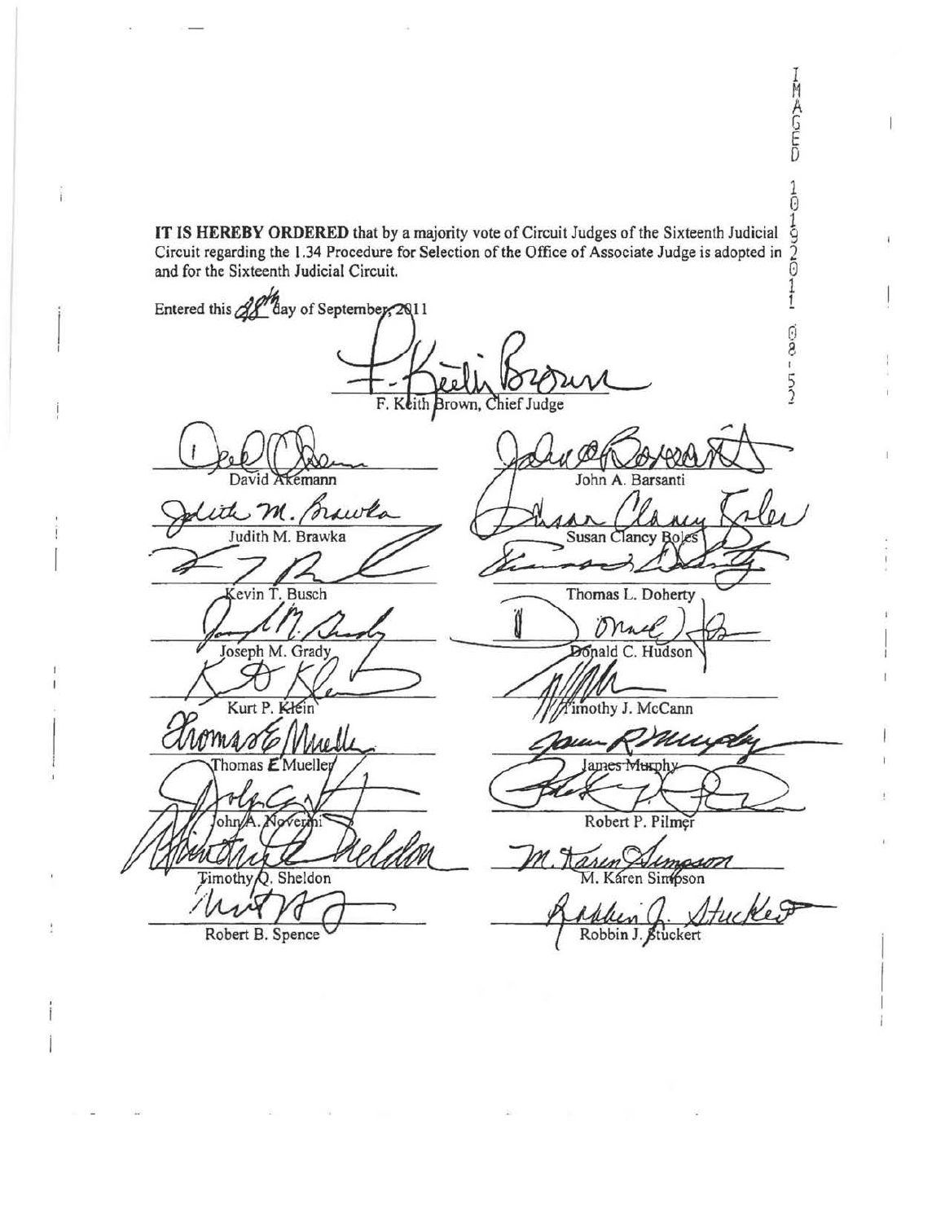**IT IS HEREBY ORDERED** that by a majority vote of Circuit Judges of the Sixteenth Judicial Circuit regarding the 1.34 Procedure for Selection of the Office of Associate Judge is adopted in and for the Sixteenth Judicial Circuit.

IMAGED 10192011 08-52

Entered this 28th day of September, 2011

F. Keith Brown, Chief Judge

David Akemann

John A. Barsanti

Judith M. Brawka

Susan Clancy Boles

Kevin T. Busch

Thomas L. Doherty

Joseph M. Grady

Donald C. Hudson

Kurt P. Klein

Timothy J. McCann

Thomas E. Mueller

James Murphy

John A. Noverini

Robert P. Pilmer

Timothy Q. Sheldon

M. Karen Simpson

Robert B. Spence

Robbin J. Stuckert